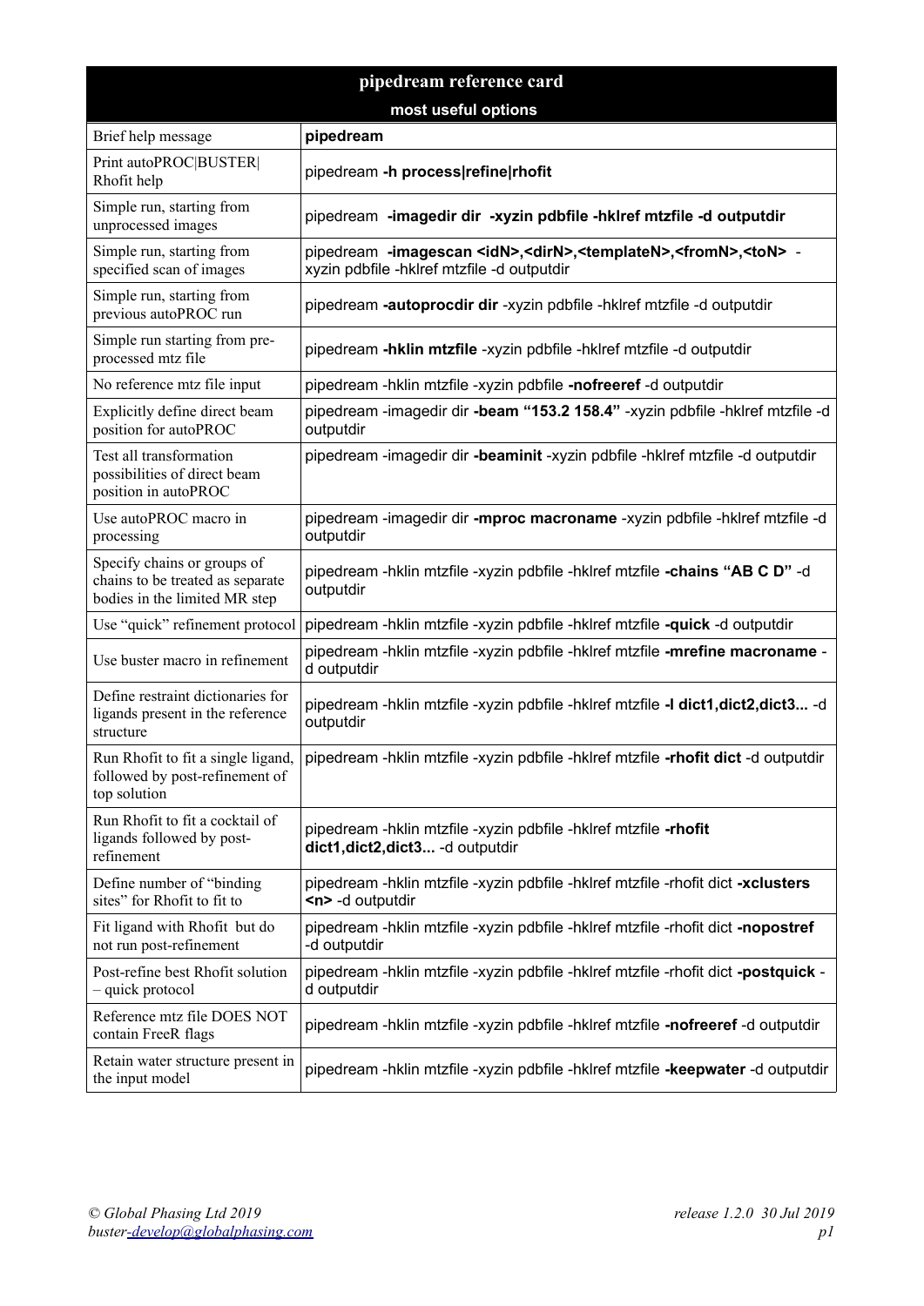| pipedream reference card | |
|---|---|
| **most useful options** | |
| Brief help message | **pipedream** |
| Print autoPROC\|BUSTER\|Rhofit help | pipedream **-h process\|refine\|rhofit** |
| Simple run, starting from unprocessed images | pipedream **-imagedir dir -xyzin pdbfile -hklref mtzfile -d outputdir** |
| Simple run, starting from specified scan of images | pipedream **-imagescan <idN>,<dirN>,<templateN>,<fromN>,<toN>** -xyzin pdbfile -hklref mtzfile -d outputdir |
| Simple run, starting from previous autoPROC run | pipedream **-autoprocdir dir** -xyzin pdbfile -hklref mtzfile -d outputdir |
| Simple run starting from pre-processed mtz file | pipedream **-hklin mtzfile** -xyzin pdbfile -hklref mtzfile -d outputdir |
| No reference mtz file input | pipedream -hklin mtzfile -xyzin pdbfile **-nofreeref** -d outputdir |
| Explicitly define direct beam position for autoPROC | pipedream -imagedir dir **-beam "153.2 158.4"** -xyzin pdbfile -hklref mtzfile -d outputdir |
| Test all transformation possibilities of direct beam position in autoPROC | pipedream -imagedir dir **-beaminit** -xyzin pdbfile -hklref mtzfile -d outputdir |
| Use autoPROC macro in processing | pipedream -imagedir dir **-mproc macroname** -xyzin pdbfile -hklref mtzfile -d outputdir |
| Specify chains or groups of chains to be treated as separate bodies in the limited MR step | pipedream -hklin mtzfile -xyzin pdbfile -hklref mtzfile **-chains "AB C D"** -d outputdir |
| Use "quick" refinement protocol | pipedream -hklin mtzfile -xyzin pdbfile -hklref mtzfile **-quick** -d outputdir |
| Use buster macro in refinement | pipedream -hklin mtzfile -xyzin pdbfile -hklref mtzfile **-mrefine macroname** -d outputdir |
| Define restraint dictionaries for ligands present in the reference structure | pipedream -hklin mtzfile -xyzin pdbfile -hklref mtzfile **-l dict1,dict2,dict3...** -d outputdir |
| Run Rhofit to fit a single ligand, followed by post-refinement of top solution | pipedream -hklin mtzfile -xyzin pdbfile -hklref mtzfile **-rhofit dict** -d outputdir |
| Run Rhofit to fit a cocktail of ligands followed by post-refinement | pipedream -hklin mtzfile -xyzin pdbfile -hklref mtzfile **-rhofit dict1,dict2,dict3...** -d outputdir |
| Define number of "binding sites" for Rhofit to fit to | pipedream -hklin mtzfile -xyzin pdbfile -hklref mtzfile -rhofit dict **-xclusters <n>** -d outputdir |
| Fit ligand with Rhofit but do not run post-refinement | pipedream -hklin mtzfile -xyzin pdbfile -hklref mtzfile -rhofit dict **-nopostref** -d outputdir |
| Post-refine best Rhofit solution – quick protocol | pipedream -hklin mtzfile -xyzin pdbfile -hklref mtzfile -rhofit dict **-postquick** -d outputdir |
| Reference mtz file DOES NOT contain FreeR flags | pipedream -hklin mtzfile -xyzin pdbfile -hklref mtzfile **-nofreeref** -d outputdir |
| Retain water structure present in the input model | pipedream -hklin mtzfile -xyzin pdbfile -hklref mtzfile **-keepwater** -d outputdir |

*© Global Phasing Ltd 2019*
*buster-develop@globalphasing.com*

*release 1.2.0 30 Jul 2019*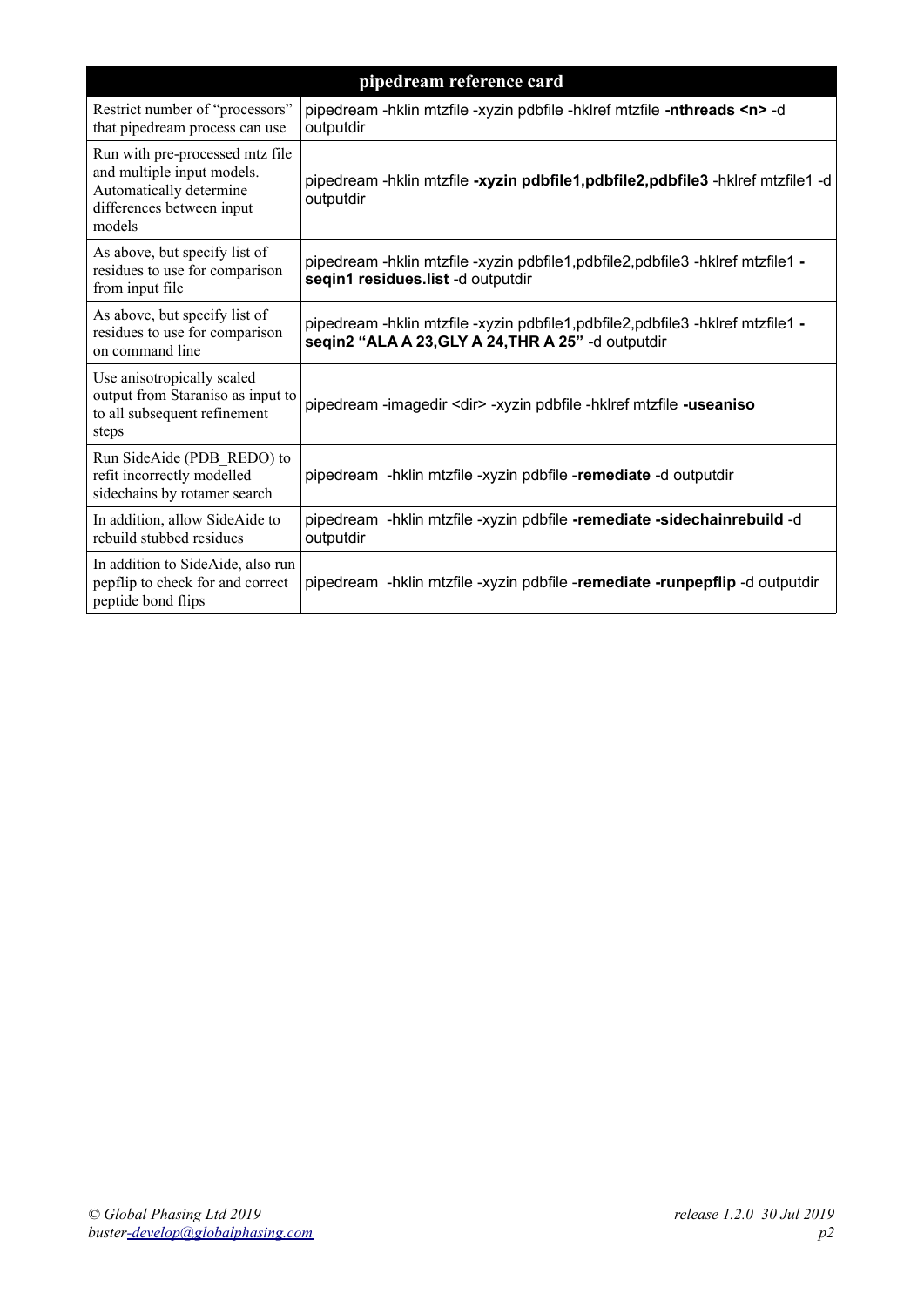| pipedream reference card | |
|---|---|
| Restrict number of "processors" that pipedream process can use | pipedream -hklin mtzfile -xyzin pdbfile -hklref mtzfile **-nthreads <n>** -d outputdir |
| Run with pre-processed mtz file and multiple input models. Automatically determine differences between input models | pipedream -hklin mtzfile **-xyzin pdbfile1,pdbfile2,pdbfile3** -hklref mtzfile1 -d outputdir |
| As above, but specify list of residues to use for comparison from input file | pipedream -hklin mtzfile -xyzin pdbfile1,pdbfile2,pdbfile3 -hklref mtzfile1 **-seqin1 residues.list** -d outputdir |
| As above, but specify list of residues to use for comparison on command line | pipedream -hklin mtzfile -xyzin pdbfile1,pdbfile2,pdbfile3 -hklref mtzfile1 **-seqin2 "ALA A 23,GLY A 24,THR A 25"** -d outputdir |
| Use anisotropically scaled output from Staraniso as input to to all subsequent refinement steps | pipedream -imagedir <dir> -xyzin pdbfile -hklref mtzfile **-useaniso** |
| Run SideAide (PDB_REDO) to refit incorrectly modelled sidechains by rotamer search | pipedream -hklin mtzfile -xyzin pdbfile -**remediate** -d outputdir |
| In addition, allow SideAide to rebuild stubbed residues | pipedream -hklin mtzfile -xyzin pdbfile **-remediate -sidechainrebuild** -d outputdir |
| In addition to SideAide, also run pepflip to check for and correct peptide bond flips | pipedream -hklin mtzfile -xyzin pdbfile -**remediate -runpepflip** -d outputdir |

*© Global Phasing Ltd 2019*
*buster-develop@globalphasing.com*

*release 1.2.0 30 Jul 2019*